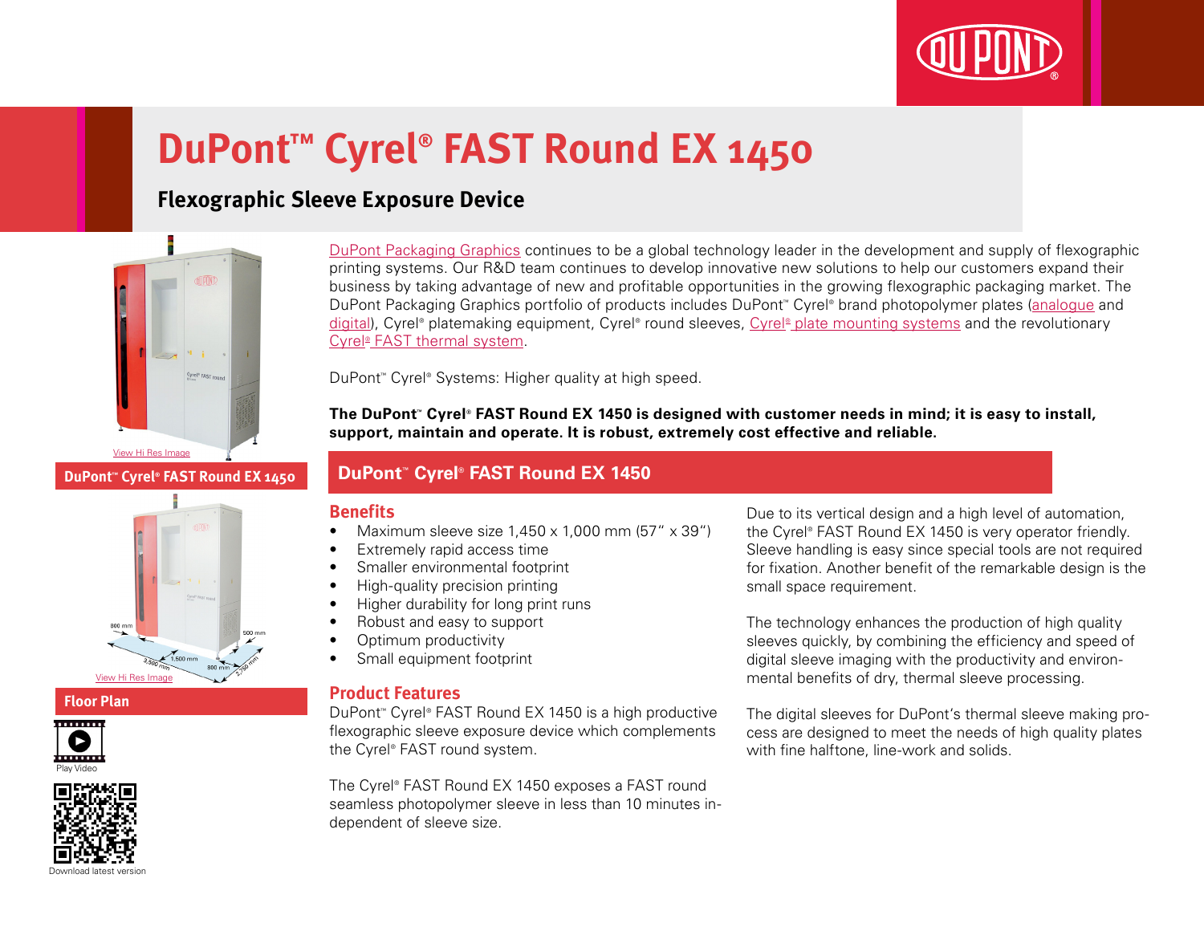# DuPont™ Cyrel® FAST Round EX 1450

## Flexographic Sleeve Exposure Device

View Hi Res Image

**DuPont™ Cyrel® FAST Round EX 1450**

800 mm
500 mm
1,500 mm
3,500 mm
800 mm
2,750 mm

View Hi Res Image

**Floor Plan**

Play Video

Download latest version

DuPont Packaging Graphics continues to be a global technology leader in the development and supply of flexographic printing systems. Our R&D team continues to develop innovative new solutions to help our customers expand their business by taking advantage of new and profitable opportunities in the growing flexographic packaging market. The DuPont Packaging Graphics portfolio of products includes DuPont™ Cyrel® brand photopolymer plates (analogue and digital), Cyrel® platemaking equipment, Cyrel® round sleeves, Cyrel® plate mounting systems and the revolutionary Cyrel® FAST thermal system.

DuPont™ Cyrel® Systems: Higher quality at high speed.

**The DuPont™ Cyrel® FAST Round EX 1450 is designed with customer needs in mind; it is easy to install, support, maintain and operate. It is robust, extremely cost effective and reliable.**

## DuPont™ Cyrel® FAST Round EX 1450

### Benefits

- Maximum sleeve size 1,450 x 1,000 mm (57" x 39")
- Extremely rapid access time
- Smaller environmental footprint
- High-quality precision printing
- Higher durability for long print runs
- Robust and easy to support
- Optimum productivity
- Small equipment footprint

### Product Features

DuPont™ Cyrel® FAST Round EX 1450 is a high productive flexographic sleeve exposure device which complements the Cyrel® FAST round system.

The Cyrel® FAST Round EX 1450 exposes a FAST round seamless photopolymer sleeve in less than 10 minutes independent of sleeve size.

Due to its vertical design and a high level of automation, the Cyrel® FAST Round EX 1450 is very operator friendly. Sleeve handling is easy since special tools are not required for fixation. Another benefit of the remarkable design is the small space requirement.

The technology enhances the production of high quality sleeves quickly, by combining the efficiency and speed of digital sleeve imaging with the productivity and environmental benefits of dry, thermal sleeve processing.

The digital sleeves for DuPont's thermal sleeve making process are designed to meet the needs of high quality plates with fine halftone, line-work and solids.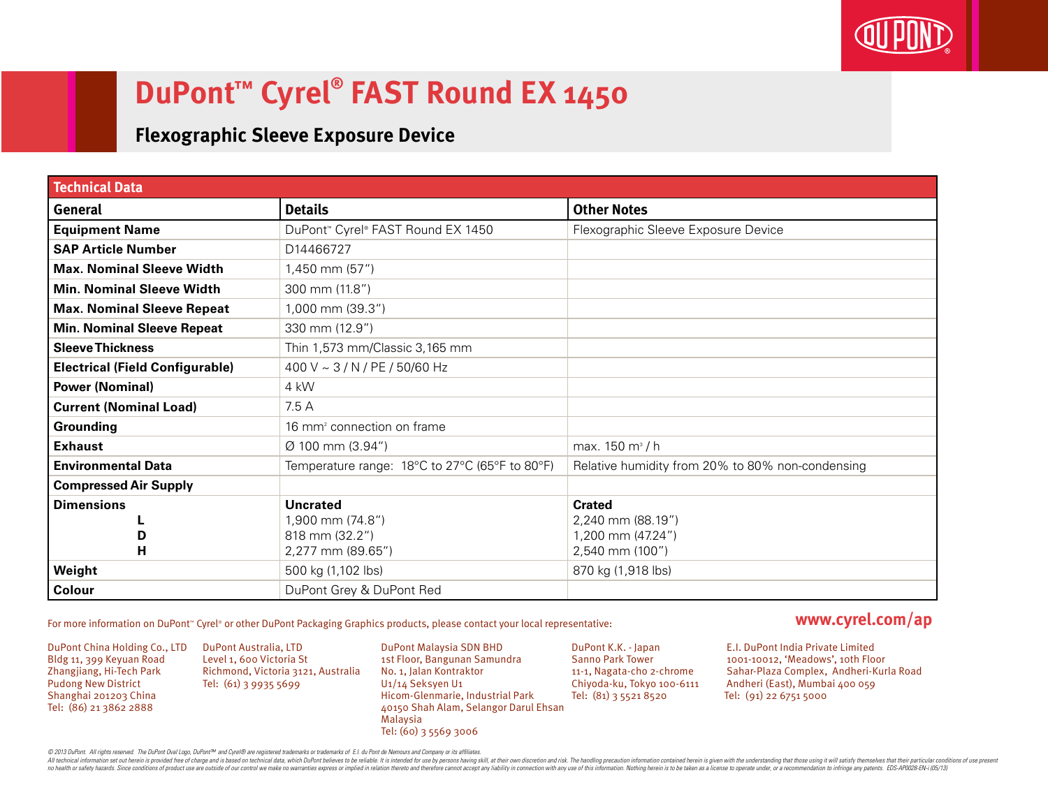# DuPont™ Cyrel® FAST Round EX 1450

## Flexographic Sleeve Exposure Device

| Technical Data | | |
|---|---|---|
| **General** | **Details** | **Other Notes** |
| **Equipment Name** | DuPont™ Cyrel® FAST Round EX 1450 | Flexographic Sleeve Exposure Device |
| **SAP Article Number** | D14466727 | |
| **Max. Nominal Sleeve Width** | 1,450 mm (57") | |
| **Min. Nominal Sleeve Width** | 300 mm (11.8") | |
| **Max. Nominal Sleeve Repeat** | 1,000 mm (39.3") | |
| **Min. Nominal Sleeve Repeat** | 330 mm (12.9") | |
| **Sleeve Thickness** | Thin 1,573 mm/Classic 3,165 mm | |
| **Electrical (Field Configurable)** | 400 V ~ 3 / N / PE / 50/60 Hz | |
| **Power (Nominal)** | 4 kW | |
| **Current (Nominal Load)** | 7.5 A | |
| **Grounding** | 16 mm² connection on frame | |
| **Exhaust** | Ø 100 mm (3.94") | max. 150 m³ / h |
| **Environmental Data** | Temperature range: 18°C to 27°C (65°F to 80°F) | Relative humidity from 20% to 80% non-condensing |
| **Compressed Air Supply** | | |
| **Dimensions** | **Uncrated** | **Crated** |
| **L** | 1,900 mm (74.8") | 2,240 mm (88.19") |
| **D** | 818 mm (32.2") | 1,200 mm (47.24") |
| **H** | 2,277 mm (89.65") | 2,540 mm (100") |
| **Weight** | 500 kg (1,102 lbs) | 870 kg (1,918 lbs) |
| **Colour** | DuPont Grey & DuPont Red | |

For more information on DuPont™ Cyrel® or other DuPont Packaging Graphics products, please contact your local representative:

**www.cyrel.com/ap**

DuPont China Holding Co., LTD
Bldg 11, 399 Keyuan Road
Zhangjiang, Hi-Tech Park
Pudong New District
Shanghai 201203 China
Tel: (86) 21 3862 2888

DuPont Australia, LTD
Level 1, 600 Victoria St
Richmond, Victoria 3121, Australia
Tel: (61) 3 9935 5699

DuPont Malaysia SDN BHD
1st Floor, Bangunan Samundra
No. 1, Jalan Kontraktor
U1/14 Seksyen U1
Hicom-Glenmarie, Industrial Park
40150 Shah Alam, Selangor Darul Ehsan
Malaysia
Tel: (60) 3 5569 3006

DuPont K.K. - Japan
Sanno Park Tower
11-1, Nagata-cho 2-chrome
Chiyoda-ku, Tokyo 100-6111
Tel: (81) 3 5521 8520

E.I. DuPont India Private Limited
1001-10012, 'Meadows', 10th Floor
Sahar-Plaza Complex, Andheri-Kurla Road
Andheri (East), Mumbai 400 059
Tel: (91) 22 6751 5000

*© 2013 DuPont. All rights reserved. The DuPont Oval Logo, DuPont™ and Cyrel® are registered trademarks or trademarks of E.I. du Pont de Nemours and Company or its affiliates.*

*All technical information set out herein is provided free of charge and is based on technical data, which DuPont believes to be reliable. It is intended for use by persons having skill, at their own discretion and risk. The handling precaution information contained herein is given with the understanding that those using it will satisfy themselves that their particular conditions of use present no health or safety hazards. Since conditions of product use are outside of our control we make no warranties express or implied in relation thereto and therefore cannot accept any liability in connection with any use of this information. Nothing herein is to be taken as a license to operate under, or a recommendation to infringe any patents. EDS-AP0028-EN-i (05/13)*